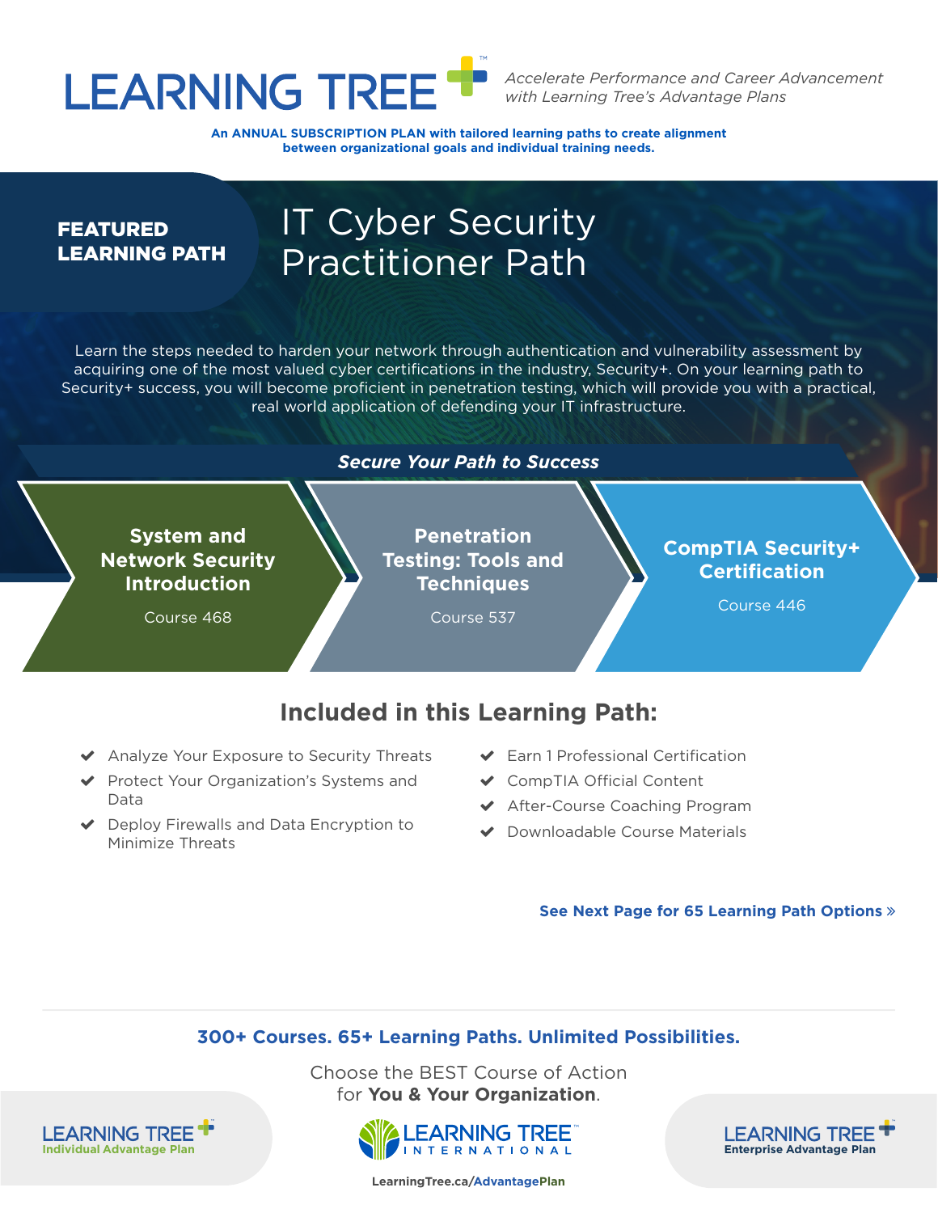# LEARNING TREE

*Accelerate Performance and Career Advancement with Learning Tree's Advantage Plans*

**An ANNUAL SUBSCRIPTION PLAN with tailored learning paths to create alignment between organizational goals and individual training needs.**

**FEATURED LEARNING PATH**

## IT Cyber Security Practitioner Path

Learn the steps needed to harden your network through authentication and vulnerability assessment by acquiring one of the most valued cyber certifications in the industry, Security+. On your learning path to Security+ success, you will become proficient in penetration testing, which will provide you with a practical, real world application of defending your IT infrastructure.

***Secure Your Path to Success***

1. **System and Network Security Introduction** — Course 468
2. **Penetration Testing: Tools and Techniques** — Course 537
3. **CompTIA Security+ Certification** — Course 446

## Included in this Learning Path:

- Analyze Your Exposure to Security Threats
- Protect Your Organization's Systems and Data
- Deploy Firewalls and Data Encryption to Minimize Threats
- Earn 1 Professional Certification
- CompTIA Official Content
- After-Course Coaching Program
- Downloadable Course Materials

**See Next Page for 65 Learning Path Options »**

**300+ Courses. 65+ Learning Paths. Unlimited Possibilities.**

Choose the BEST Course of Action for **You & Your Organization**.

LEARNING TREE Individual Advantage Plan

LEARNING TREE INTERNATIONAL

LEARNING TREE Enterprise Advantage Plan

LearningTree.ca/AdvantagePlan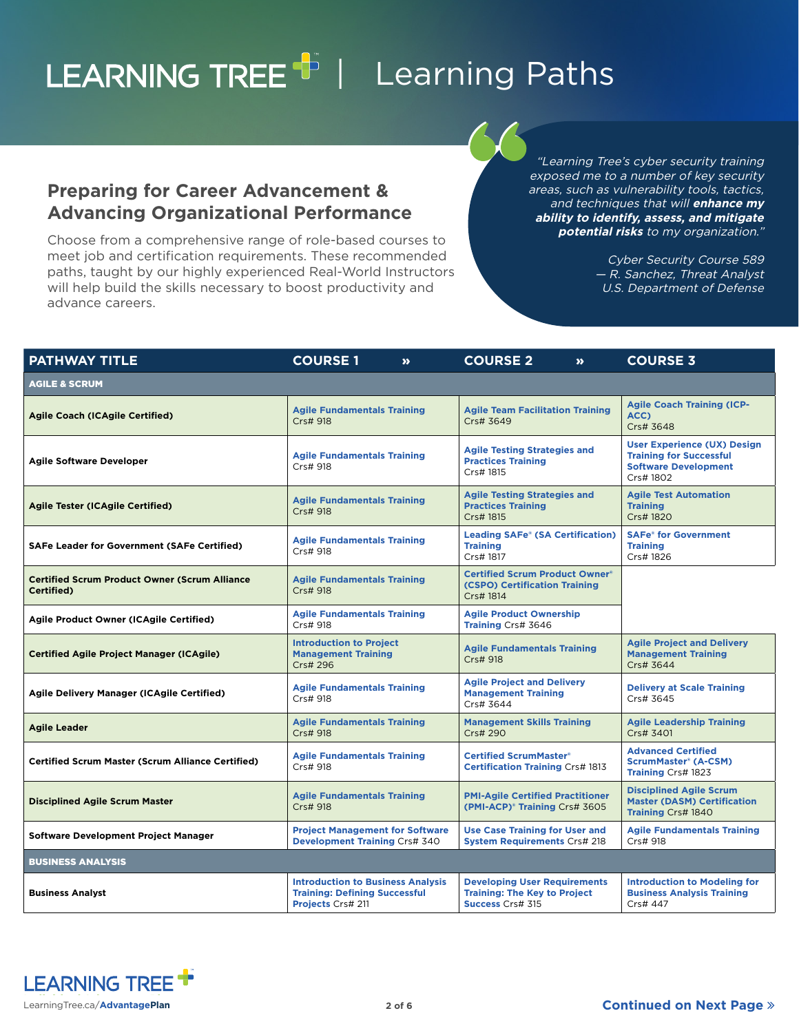# LEARNING TREE | Learning Paths

## Preparing for Career Advancement & Advancing Organizational Performance

Choose from a comprehensive range of role-based courses to meet job and certification requirements. These recommended paths, taught by our highly experienced Real-World Instructors will help build the skills necessary to boost productivity and advance careers.

> *"Learning Tree's cyber security training exposed me to a number of key security areas, such as vulnerability tools, tactics, and techniques that will **enhance my ability to identify, assess, and mitigate potential risks** to my organization."*
>
> *Cyber Security Course 589*
> *— R. Sanchez, Threat Analyst*
> *U.S. Department of Defense*

| PATHWAY TITLE | COURSE 1 » | COURSE 2 » | COURSE 3 |
|---|---|---|---|
| **AGILE & SCRUM** | | | |
| **Agile Coach (ICAgile Certified)** | **Agile Fundamentals Training** Crs# 918 | **Agile Team Facilitation Training** Crs# 3649 | **Agile Coach Training (ICP-ACC)** Crs# 3648 |
| **Agile Software Developer** | **Agile Fundamentals Training** Crs# 918 | **Agile Testing Strategies and Practices Training** Crs# 1815 | **User Experience (UX) Design Training for Successful Software Development** Crs# 1802 |
| **Agile Tester (ICAgile Certified)** | **Agile Fundamentals Training** Crs# 918 | **Agile Testing Strategies and Practices Training** Crs# 1815 | **Agile Test Automation Training** Crs# 1820 |
| **SAFe Leader for Government (SAFe Certified)** | **Agile Fundamentals Training** Crs# 918 | **Leading SAFe® (SA Certification) Training** Crs# 1817 | **SAFe® for Government Training** Crs# 1826 |
| **Certified Scrum Product Owner (Scrum Alliance Certified)** | **Agile Fundamentals Training** Crs# 918 | **Certified Scrum Product Owner® (CSPO) Certification Training** Crs# 1814 | |
| **Agile Product Owner (ICAgile Certified)** | **Agile Fundamentals Training** Crs# 918 | **Agile Product Ownership Training** Crs# 3646 | |
| **Certified Agile Project Manager (ICAgile)** | **Introduction to Project Management Training** Crs# 296 | **Agile Fundamentals Training** Crs# 918 | **Agile Project and Delivery Management Training** Crs# 3644 |
| **Agile Delivery Manager (ICAgile Certified)** | **Agile Fundamentals Training** Crs# 918 | **Agile Project and Delivery Management Training** Crs# 3644 | **Delivery at Scale Training** Crs# 3645 |
| **Agile Leader** | **Agile Fundamentals Training** Crs# 918 | **Management Skills Training** Crs# 290 | **Agile Leadership Training** Crs# 3401 |
| **Certified Scrum Master (Scrum Alliance Certified)** | **Agile Fundamentals Training** Crs# 918 | **Certified ScrumMaster® Certification Training** Crs# 1813 | **Advanced Certified ScrumMaster® (A-CSM) Training** Crs# 1823 |
| **Disciplined Agile Scrum Master** | **Agile Fundamentals Training** Crs# 918 | **PMI-Agile Certified Practitioner (PMI-ACP)® Training** Crs# 3605 | **Disciplined Agile Scrum Master (DASM) Certification Training** Crs# 1840 |
| **Software Development Project Manager** | **Project Management for Software Development Training** Crs# 340 | **Use Case Training for User and System Requirements** Crs# 218 | **Agile Fundamentals Training** Crs# 918 |
| **BUSINESS ANALYSIS** | | | |
| **Business Analyst** | **Introduction to Business Analysis Training: Defining Successful Projects** Crs# 211 | **Developing User Requirements Training: The Key to Project Success** Crs# 315 | **Introduction to Modeling for Business Analysis Training** Crs# 447 |

LearningTree.ca/**AdvantagePlan**

**Continued on Next Page »**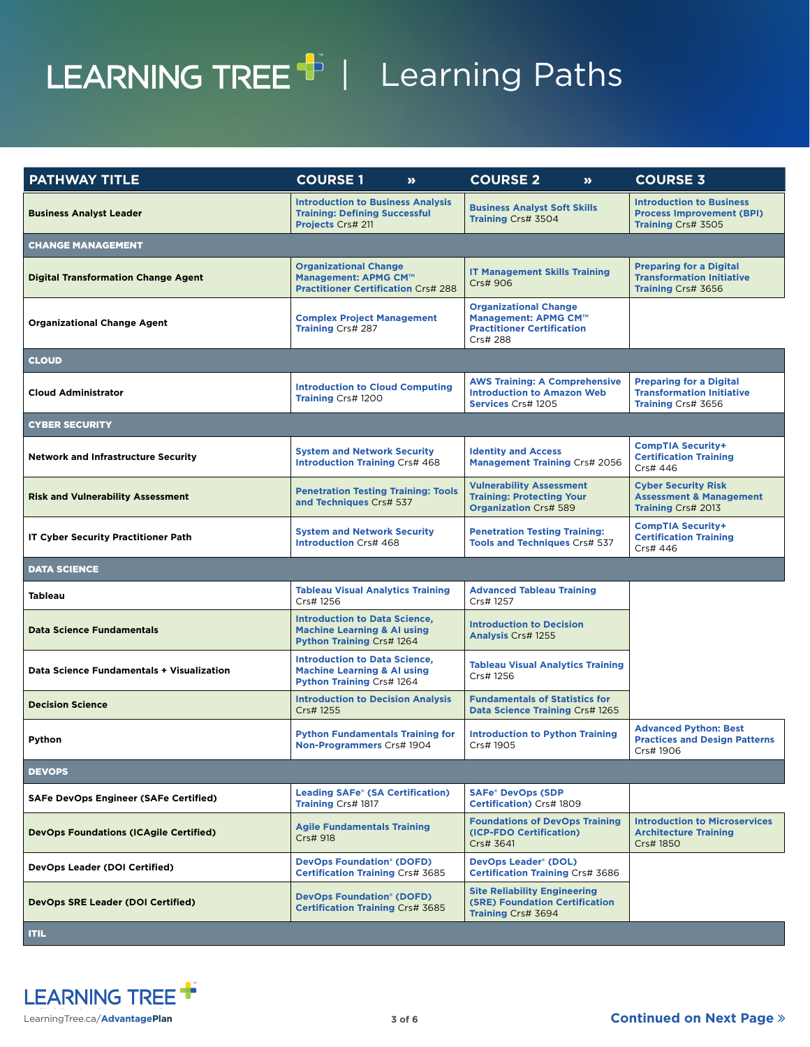# LEARNING TREE | Learning Paths

| PATHWAY TITLE | COURSE 1 » | COURSE 2 » | COURSE 3 |
|---|---|---|---|
| **Business Analyst Leader** | **Introduction to Business Analysis Training: Defining Successful Projects** Crs# 211 | **Business Analyst Soft Skills Training** Crs# 3504 | **Introduction to Business Process Improvement (BPI) Training** Crs# 3505 |
| **CHANGE MANAGEMENT** | | | |
| **Digital Transformation Change Agent** | **Organizational Change Management: APMG CM™ Practitioner Certification** Crs# 288 | **IT Management Skills Training** Crs# 906 | **Preparing for a Digital Transformation Initiative Training** Crs# 3656 |
| **Organizational Change Agent** | **Complex Project Management Training** Crs# 287 | **Organizational Change Management: APMG CM™ Practitioner Certification** Crs# 288 | |
| **CLOUD** | | | |
| **Cloud Administrator** | **Introduction to Cloud Computing Training** Crs# 1200 | **AWS Training: A Comprehensive Introduction to Amazon Web Services** Crs# 1205 | **Preparing for a Digital Transformation Initiative Training** Crs# 3656 |
| **CYBER SECURITY** | | | |
| **Network and Infrastructure Security** | **System and Network Security Introduction Training** Crs# 468 | **Identity and Access Management Training** Crs# 2056 | **CompTIA Security+ Certification Training** Crs# 446 |
| **Risk and Vulnerability Assessment** | **Penetration Testing Training: Tools and Techniques** Crs# 537 | **Vulnerability Assessment Training: Protecting Your Organization** Crs# 589 | **Cyber Security Risk Assessment & Management Training** Crs# 2013 |
| **IT Cyber Security Practitioner Path** | **System and Network Security Introduction** Crs# 468 | **Penetration Testing Training: Tools and Techniques** Crs# 537 | **CompTIA Security+ Certification Training** Crs# 446 |
| **DATA SCIENCE** | | | |
| **Tableau** | **Tableau Visual Analytics Training** Crs# 1256 | **Advanced Tableau Training** Crs# 1257 | |
| **Data Science Fundamentals** | **Introduction to Data Science, Machine Learning & AI using Python Training** Crs# 1264 | **Introduction to Decision Analysis** Crs# 1255 | |
| **Data Science Fundamentals + Visualization** | **Introduction to Data Science, Machine Learning & AI using Python Training** Crs# 1264 | **Tableau Visual Analytics Training** Crs# 1256 | |
| **Decision Science** | **Introduction to Decision Analysis** Crs# 1255 | **Fundamentals of Statistics for Data Science Training** Crs# 1265 | |
| **Python** | **Python Fundamentals Training for Non-Programmers** Crs# 1904 | **Introduction to Python Training** Crs# 1905 | **Advanced Python: Best Practices and Design Patterns** Crs# 1906 |
| **DEVOPS** | | | |
| **SAFe DevOps Engineer (SAFe Certified)** | **Leading SAFe® (SA Certification) Training** Crs# 1817 | **SAFe® DevOps (SDP Certification)** Crs# 1809 | |
| **DevOps Foundations (ICAgile Certified)** | **Agile Fundamentals Training** Crs# 918 | **Foundations of DevOps Training (ICP-FDO Certification)** Crs# 3641 | **Introduction to Microservices Architecture Training** Crs# 1850 |
| **DevOps Leader (DOI Certified)** | **DevOps Foundation® (DOFD) Certification Training** Crs# 3685 | **DevOps Leader® (DOL) Certification Training** Crs# 3686 | |
| **DevOps SRE Leader (DOI Certified)** | **DevOps Foundation® (DOFD) Certification Training** Crs# 3685 | **Site Reliability Engineering (SRE) Foundation Certification Training** Crs# 3694 | |
| **ITIL** | | | |

LearningTree.ca/**AdvantagePlan**

**Continued on Next Page »**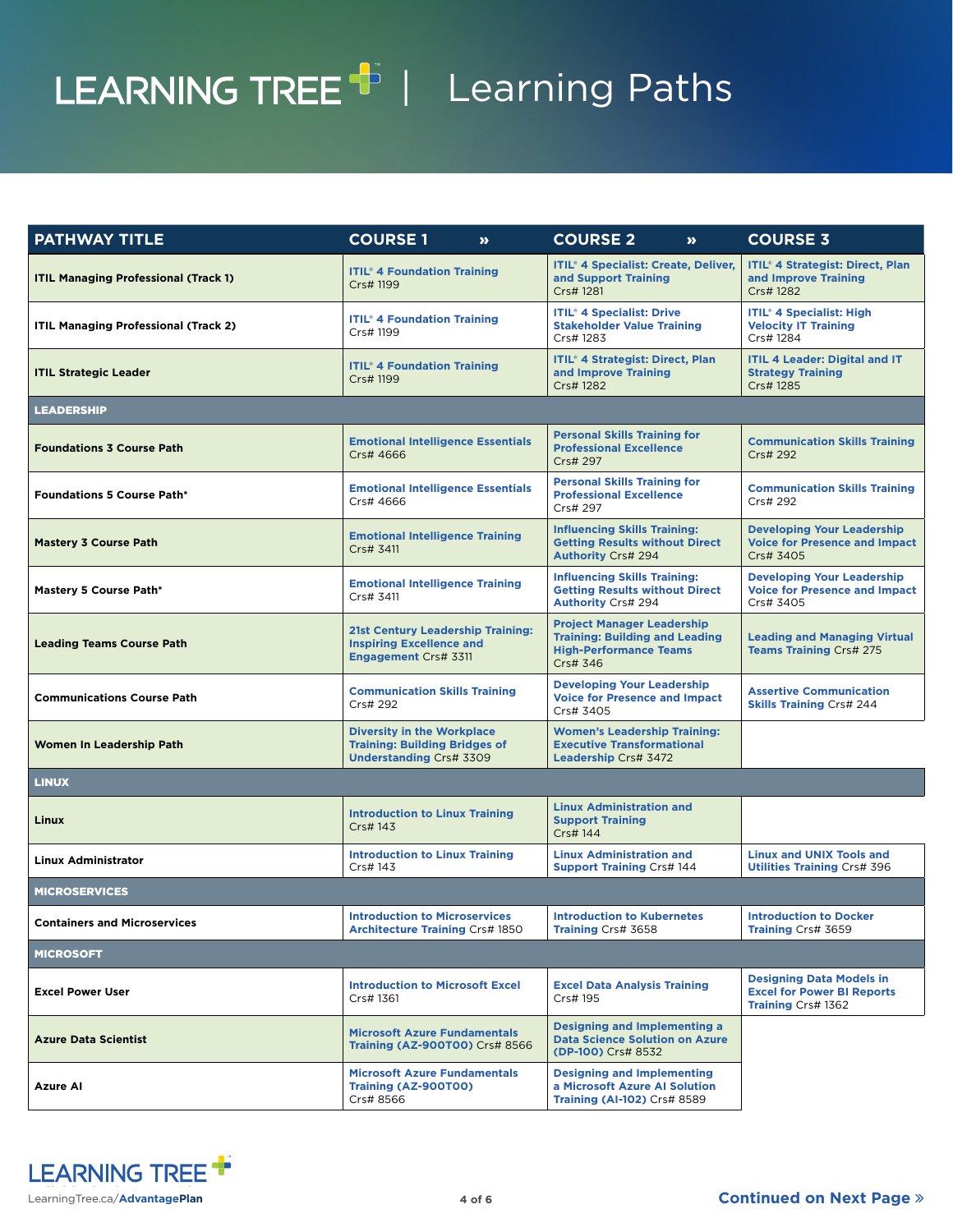# LEARNING TREE | Learning Paths

| PATHWAY TITLE | COURSE 1 » | COURSE 2 » | COURSE 3 |
|---|---|---|---|
| **ITIL Managing Professional (Track 1)** | **ITIL® 4 Foundation Training** Crs# 1199 | **ITIL® 4 Specialist: Create, Deliver, and Support Training** Crs# 1281 | **ITIL® 4 Strategist: Direct, Plan and Improve Training** Crs# 1282 |
| **ITIL Managing Professional (Track 2)** | **ITIL® 4 Foundation Training** Crs# 1199 | **ITIL® 4 Specialist: Drive Stakeholder Value Training** Crs# 1283 | **ITIL® 4 Specialist: High Velocity IT Training** Crs# 1284 |
| **ITIL Strategic Leader** | **ITIL® 4 Foundation Training** Crs# 1199 | **ITIL® 4 Strategist: Direct, Plan and Improve Training** Crs# 1282 | **ITIL 4 Leader: Digital and IT Strategy Training** Crs# 1285 |
| **LEADERSHIP** | | | |
| **Foundations 3 Course Path** | **Emotional Intelligence Essentials** Crs# 4666 | **Personal Skills Training for Professional Excellence** Crs# 297 | **Communication Skills Training** Crs# 292 |
| **Foundations 5 Course Path*** | **Emotional Intelligence Essentials** Crs# 4666 | **Personal Skills Training for Professional Excellence** Crs# 297 | **Communication Skills Training** Crs# 292 |
| **Mastery 3 Course Path** | **Emotional Intelligence Training** Crs# 3411 | **Influencing Skills Training: Getting Results without Direct Authority** Crs# 294 | **Developing Your Leadership Voice for Presence and Impact** Crs# 3405 |
| **Mastery 5 Course Path*** | **Emotional Intelligence Training** Crs# 3411 | **Influencing Skills Training: Getting Results without Direct Authority** Crs# 294 | **Developing Your Leadership Voice for Presence and Impact** Crs# 3405 |
| **Leading Teams Course Path** | **21st Century Leadership Training: Inspiring Excellence and Engagement** Crs# 3311 | **Project Manager Leadership Training: Building and Leading High-Performance Teams** Crs# 346 | **Leading and Managing Virtual Teams Training** Crs# 275 |
| **Communications Course Path** | **Communication Skills Training** Crs# 292 | **Developing Your Leadership Voice for Presence and Impact** Crs# 3405 | **Assertive Communication Skills Training** Crs# 244 |
| **Women In Leadership Path** | **Diversity in the Workplace Training: Building Bridges of Understanding** Crs# 3309 | **Women's Leadership Training: Executive Transformational Leadership** Crs# 3472 | |
| **LINUX** | | | |
| **Linux** | **Introduction to Linux Training** Crs# 143 | **Linux Administration and Support Training** Crs# 144 | |
| **Linux Administrator** | **Introduction to Linux Training** Crs# 143 | **Linux Administration and Support Training** Crs# 144 | **Linux and UNIX Tools and Utilities Training** Crs# 396 |
| **MICROSERVICES** | | | |
| **Containers and Microservices** | **Introduction to Microservices Architecture Training** Crs# 1850 | **Introduction to Kubernetes Training** Crs# 3658 | **Introduction to Docker Training** Crs# 3659 |
| **MICROSOFT** | | | |
| **Excel Power User** | **Introduction to Microsoft Excel** Crs# 1361 | **Excel Data Analysis Training** Crs# 195 | **Designing Data Models in Excel for Power BI Reports Training** Crs# 1362 |
| **Azure Data Scientist** | **Microsoft Azure Fundamentals Training (AZ-900T00)** Crs# 8566 | **Designing and Implementing a Data Science Solution on Azure (DP-100)** Crs# 8532 | |
| **Azure AI** | **Microsoft Azure Fundamentals Training (AZ-900T00)** Crs# 8566 | **Designing and Implementing a Microsoft Azure AI Solution Training (AI-102)** Crs# 8589 | |

LEARNING TREE
LearningTree.ca/**AdvantagePlan**

**Continued on Next Page »**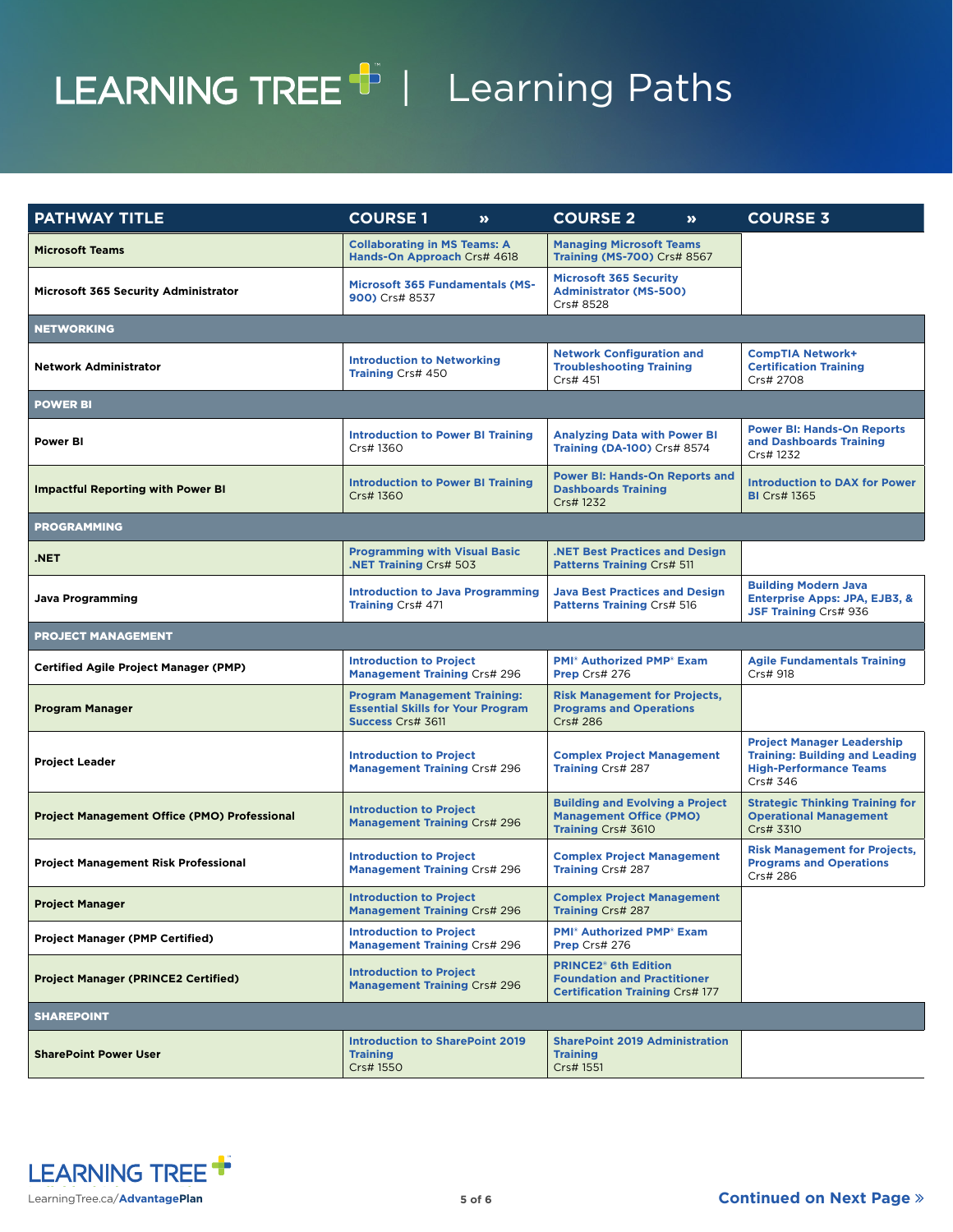# LEARNING TREE | Learning Paths

| PATHWAY TITLE | COURSE 1 » | COURSE 2 » | COURSE 3 |
|---|---|---|---|
| Microsoft Teams | **Collaborating in MS Teams: A Hands-On Approach** Crs# 4618 | **Managing Microsoft Teams Training (MS-700)** Crs# 8567 | |
| Microsoft 365 Security Administrator | **Microsoft 365 Fundamentals (MS-900)** Crs# 8537 | **Microsoft 365 Security Administrator (MS-500)** Crs# 8528 | |
| **NETWORKING** | | | |
| Network Administrator | **Introduction to Networking Training** Crs# 450 | **Network Configuration and Troubleshooting Training** Crs# 451 | **CompTIA Network+ Certification Training** Crs# 2708 |
| **POWER BI** | | | |
| Power BI | **Introduction to Power BI Training** Crs# 1360 | **Analyzing Data with Power BI Training (DA-100)** Crs# 8574 | **Power BI: Hands-On Reports and Dashboards Training** Crs# 1232 |
| Impactful Reporting with Power BI | **Introduction to Power BI Training** Crs# 1360 | **Power BI: Hands-On Reports and Dashboards Training** Crs# 1232 | **Introduction to DAX for Power BI** Crs# 1365 |
| **PROGRAMMING** | | | |
| .NET | **Programming with Visual Basic .NET Training** Crs# 503 | **.NET Best Practices and Design Patterns Training** Crs# 511 | |
| Java Programming | **Introduction to Java Programming Training** Crs# 471 | **Java Best Practices and Design Patterns Training** Crs# 516 | **Building Modern Java Enterprise Apps: JPA, EJB3, & JSF Training** Crs# 936 |
| **PROJECT MANAGEMENT** | | | |
| Certified Agile Project Manager (PMP) | **Introduction to Project Management Training** Crs# 296 | **PMI® Authorized PMP® Exam Prep** Crs# 276 | **Agile Fundamentals Training** Crs# 918 |
| Program Manager | **Program Management Training: Essential Skills for Your Program Success** Crs# 3611 | **Risk Management for Projects, Programs and Operations** Crs# 286 | |
| Project Leader | **Introduction to Project Management Training** Crs# 296 | **Complex Project Management Training** Crs# 287 | **Project Manager Leadership Training: Building and Leading High-Performance Teams** Crs# 346 |
| Project Management Office (PMO) Professional | **Introduction to Project Management Training** Crs# 296 | **Building and Evolving a Project Management Office (PMO) Training** Crs# 3610 | **Strategic Thinking Training for Operational Management** Crs# 3310 |
| Project Management Risk Professional | **Introduction to Project Management Training** Crs# 296 | **Complex Project Management Training** Crs# 287 | **Risk Management for Projects, Programs and Operations** Crs# 286 |
| Project Manager | **Introduction to Project Management Training** Crs# 296 | **Complex Project Management Training** Crs# 287 | |
| Project Manager (PMP Certified) | **Introduction to Project Management Training** Crs# 296 | **PMI® Authorized PMP® Exam Prep** Crs# 276 | |
| Project Manager (PRINCE2 Certified) | **Introduction to Project Management Training** Crs# 296 | **PRINCE2® 6th Edition Foundation and Practitioner Certification Training** Crs# 177 | |
| **SHAREPOINT** | | | |
| SharePoint Power User | **Introduction to SharePoint 2019 Training** Crs# 1550 | **SharePoint 2019 Administration Training** Crs# 1551 | |

LEARNING TREE

LearningTree.ca/**AdvantagePlan**

**Continued on Next Page »**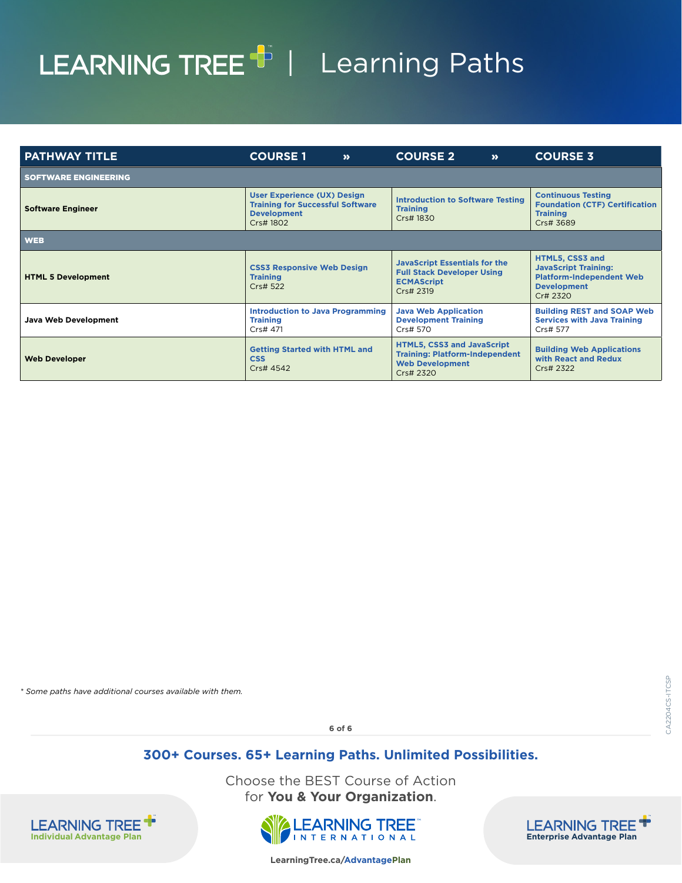# LEARNING TREE | Learning Paths

| PATHWAY TITLE | COURSE 1 » | COURSE 2 » | COURSE 3 |
|---|---|---|---|
| **SOFTWARE ENGINEERING** | | | |
| **Software Engineer** | **User Experience (UX) Design Training for Successful Software Development** Crs# 1802 | **Introduction to Software Testing Training** Crs# 1830 | **Continuous Testing Foundation (CTF) Certification Training** Crs# 3689 |
| **WEB** | | | |
| **HTML 5 Development** | **CSS3 Responsive Web Design Training** Crs# 522 | **JavaScript Essentials for the Full Stack Developer Using ECMAScript** Crs# 2319 | **HTML5, CSS3 and JavaScript Training: Platform-Independent Web Development** Cr# 2320 |
| **Java Web Development** | **Introduction to Java Programming Training** Crs# 471 | **Java Web Application Development Training** Crs# 570 | **Building REST and SOAP Web Services with Java Training** Crs# 577 |
| **Web Developer** | **Getting Started with HTML and CSS** Crs# 4542 | **HTML5, CSS3 and JavaScript Training: Platform-Independent Web Development** Crs# 2320 | **Building Web Applications with React and Redux** Crs# 2322 |

*\* Some paths have additional courses available with them.*

CA2204CS-ITCSP

**300+ Courses. 65+ Learning Paths. Unlimited Possibilities.**

Choose the BEST Course of Action for **You & Your Organization**.

LEARNING TREE Individual Advantage Plan

LEARNING TREE INTERNATIONAL

LEARNING TREE Enterprise Advantage Plan

LearningTree.ca/AdvantagePlan